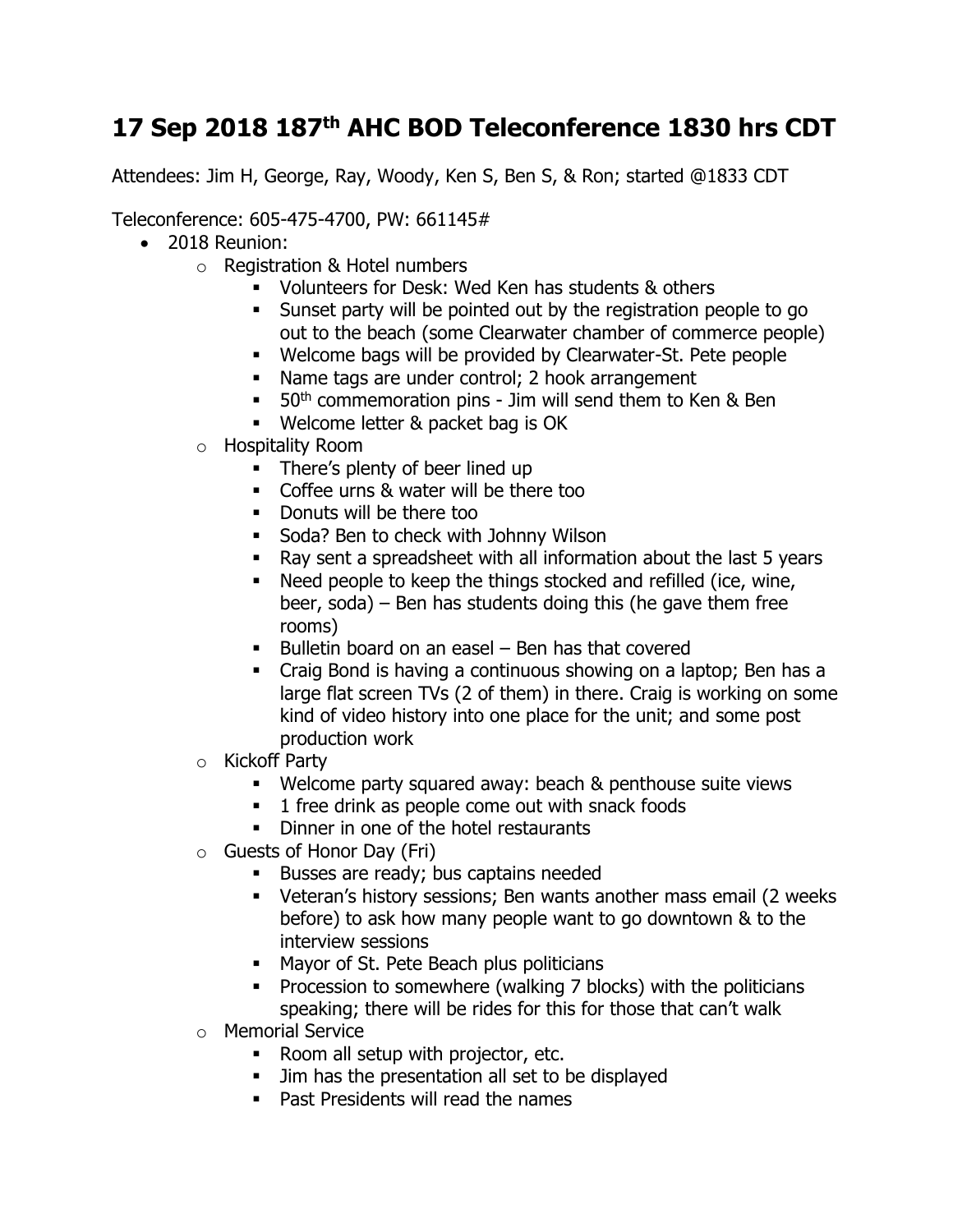# 17 Sep 2018 187th AHC BOD Teleconference 1830 hrs CDT

Attendees: Jim H, George, Ray, Woody, Ken S, Ben S, & Ron; started @1833 CDT

Teleconference: 605-475-4700, PW: 661145#

- 2018 Reunion:
  - Registration & Hotel numbers
    - Volunteers for Desk: Wed Ken has students & others
    - Sunset party will be pointed out by the registration people to go out to the beach (some Clearwater chamber of commerce people)
    - Welcome bags will be provided by Clearwater-St. Pete people
    - Name tags are under control; 2 hook arrangement
    - 50th commemoration pins - Jim will send them to Ken & Ben
    - Welcome letter & packet bag is OK
  - Hospitality Room
    - There's plenty of beer lined up
    - Coffee urns & water will be there too
    - Donuts will be there too
    - Soda? Ben to check with Johnny Wilson
    - Ray sent a spreadsheet with all information about the last 5 years
    - Need people to keep the things stocked and refilled (ice, wine, beer, soda) – Ben has students doing this (he gave them free rooms)
    - Bulletin board on an easel – Ben has that covered
    - Craig Bond is having a continuous showing on a laptop; Ben has a large flat screen TVs (2 of them) in there. Craig is working on some kind of video history into one place for the unit; and some post production work
  - Kickoff Party
    - Welcome party squared away: beach & penthouse suite views
    - 1 free drink as people come out with snack foods
    - Dinner in one of the hotel restaurants
  - Guests of Honor Day (Fri)
    - Busses are ready; bus captains needed
    - Veteran's history sessions; Ben wants another mass email (2 weeks before) to ask how many people want to go downtown & to the interview sessions
    - Mayor of St. Pete Beach plus politicians
    - Procession to somewhere (walking 7 blocks) with the politicians speaking; there will be rides for this for those that can't walk
  - Memorial Service
    - Room all setup with projector, etc.
    - Jim has the presentation all set to be displayed
    - Past Presidents will read the names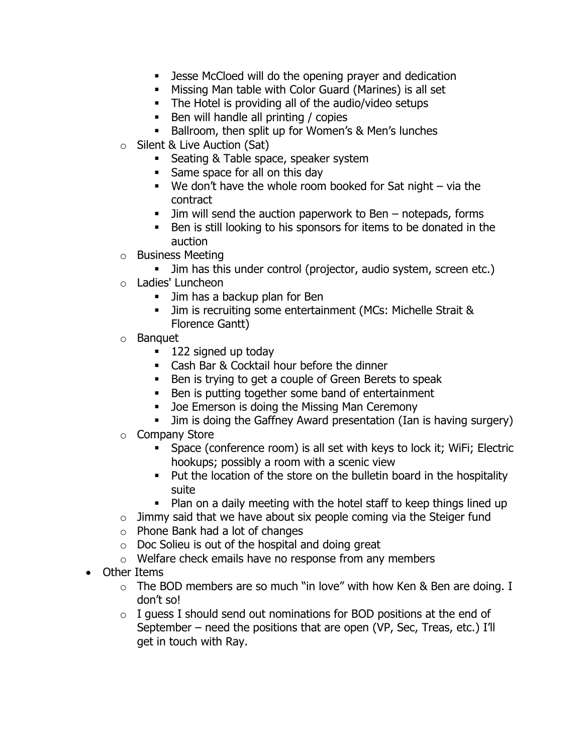- Jesse McCloed will do the opening prayer and dedication
        - Missing Man table with Color Guard (Marines) is all set
        - The Hotel is providing all of the audio/video setups
        - Ben will handle all printing / copies
        - Ballroom, then split up for Women's & Men's lunches
    - Silent & Live Auction (Sat)
        - Seating & Table space, speaker system
        - Same space for all on this day
        - We don't have the whole room booked for Sat night – via the contract
        - Jim will send the auction paperwork to Ben – notepads, forms
        - Ben is still looking to his sponsors for items to be donated in the auction
    - Business Meeting
        - Jim has this under control (projector, audio system, screen etc.)
    - Ladies' Luncheon
        - Jim has a backup plan for Ben
        - Jim is recruiting some entertainment (MCs: Michelle Strait & Florence Gantt)
    - Banquet
        - 122 signed up today
        - Cash Bar & Cocktail hour before the dinner
        - Ben is trying to get a couple of Green Berets to speak
        - Ben is putting together some band of entertainment
        - Joe Emerson is doing the Missing Man Ceremony
        - Jim is doing the Gaffney Award presentation (Ian is having surgery)
    - Company Store
        - Space (conference room) is all set with keys to lock it; WiFi; Electric hookups; possibly a room with a scenic view
        - Put the location of the store on the bulletin board in the hospitality suite
        - Plan on a daily meeting with the hotel staff to keep things lined up
    - Jimmy said that we have about six people coming via the Steiger fund
    - Phone Bank had a lot of changes
    - Doc Solieu is out of the hospital and doing great
    - Welfare check emails have no response from any members
- Other Items
    - The BOD members are so much "in love" with how Ken & Ben are doing. I don't so!
    - I guess I should send out nominations for BOD positions at the end of September – need the positions that are open (VP, Sec, Treas, etc.) I'll get in touch with Ray.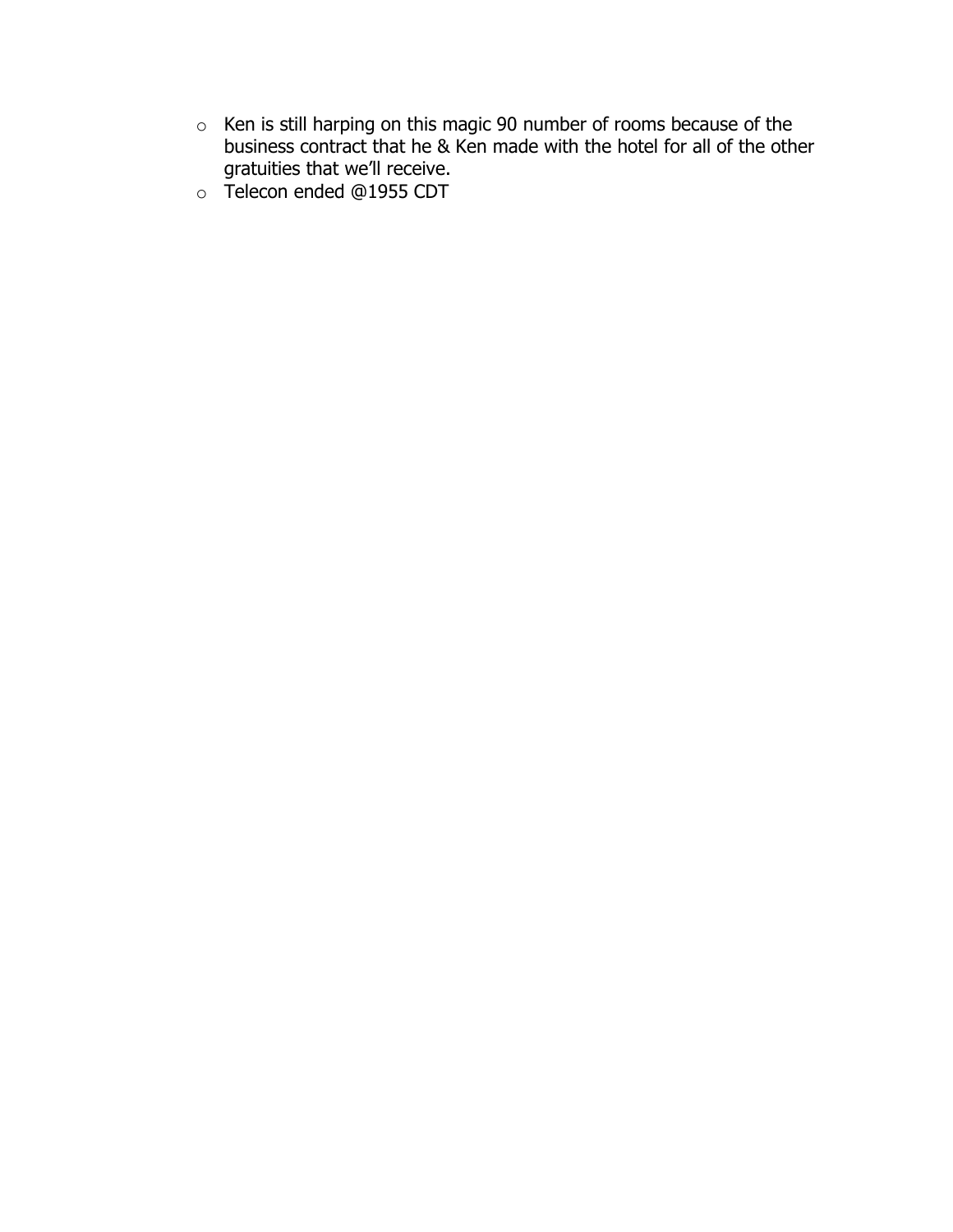- Ken is still harping on this magic 90 number of rooms because of the business contract that he & Ken made with the hotel for all of the other gratuities that we'll receive.
- Telecon ended @1955 CDT